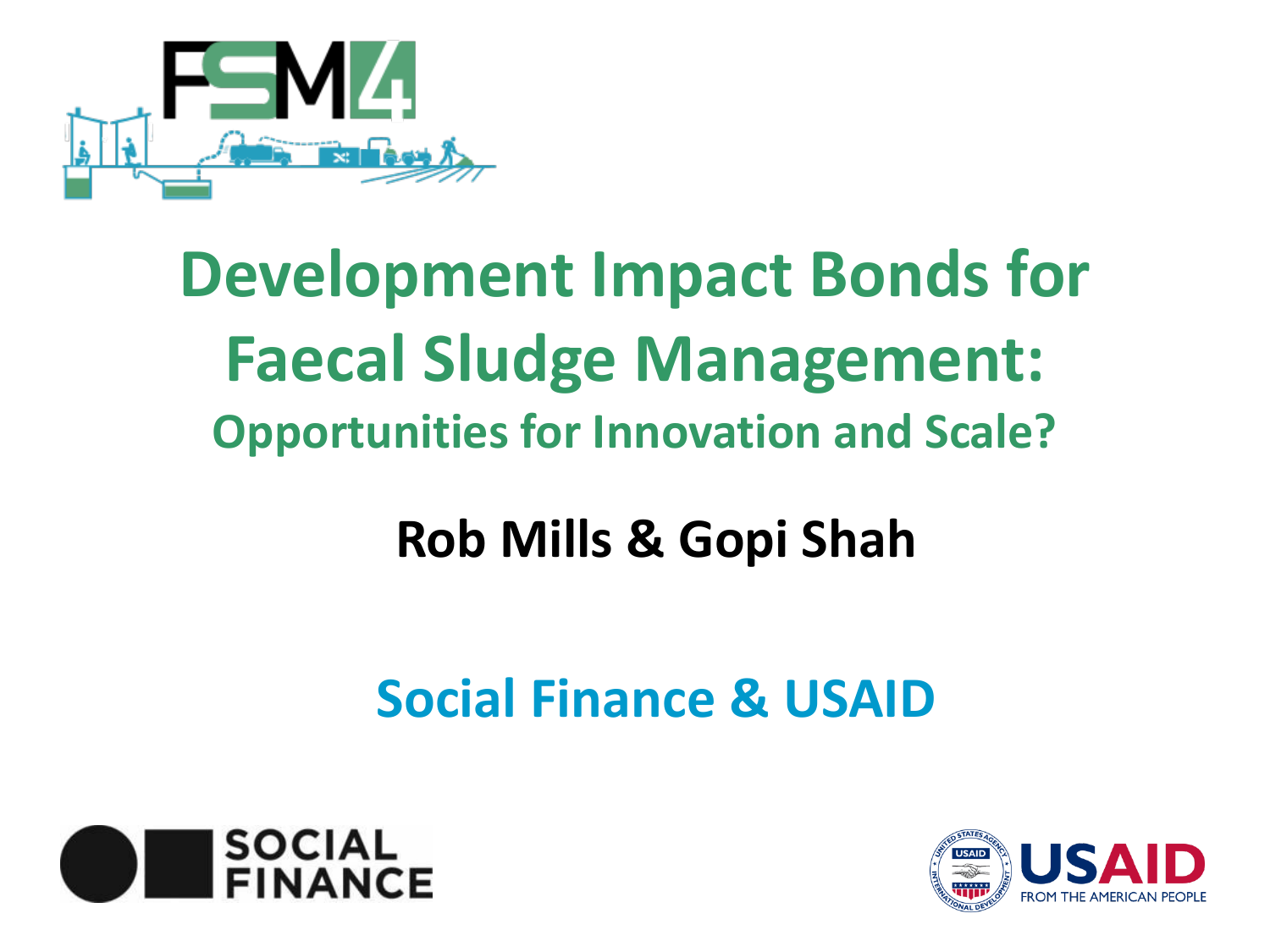# Development Impact Bonds for Faecal Sludge Management:

## Opportunities for Innovation and Scale?

**Rob Mills & Gopi Shah**

**Social Finance & USAID**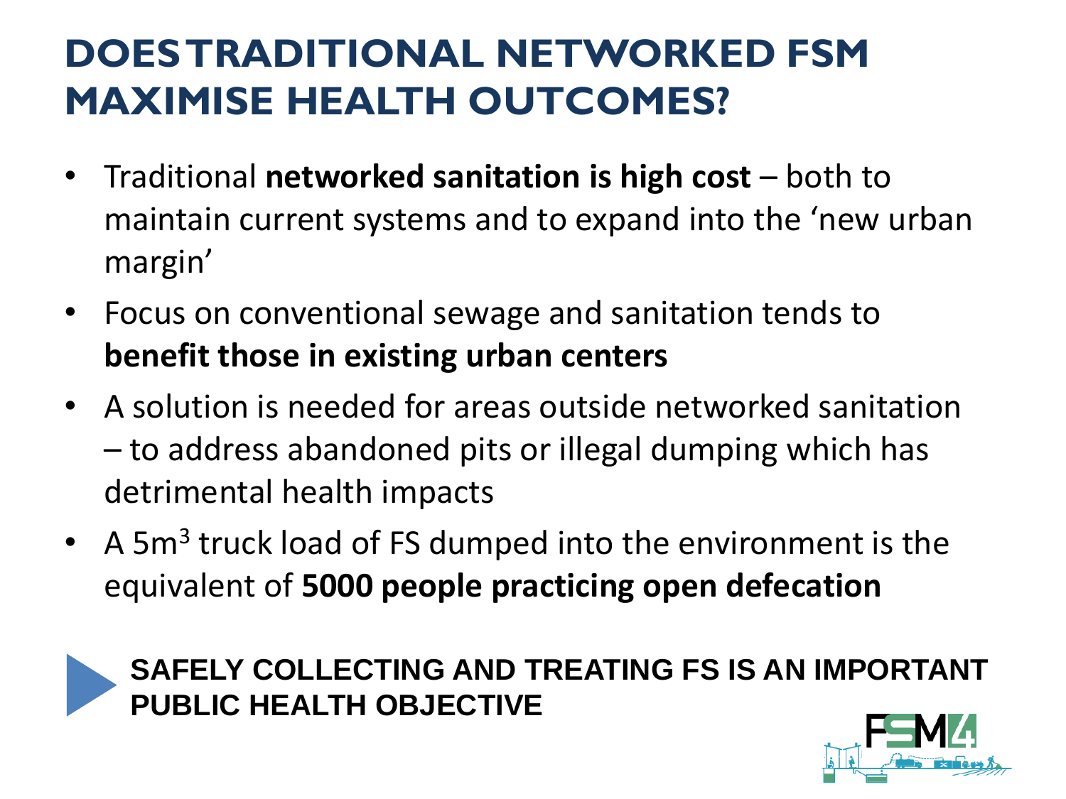# DOES TRADITIONAL NETWORKED FSM MAXIMISE HEALTH OUTCOMES?

- Traditional **networked sanitation is high cost** – both to maintain current systems and to expand into the 'new urban margin'
- Focus on conventional sewage and sanitation tends to **benefit those in existing urban centers**
- A solution is needed for areas outside networked sanitation – to address abandoned pits or illegal dumping which has detrimental health impacts
- A 5m$^3$ truck load of FS dumped into the environment is the equivalent of **5000 people practicing open defecation**

**SAFELY COLLECTING AND TREATING FS IS AN IMPORTANT PUBLIC HEALTH OBJECTIVE**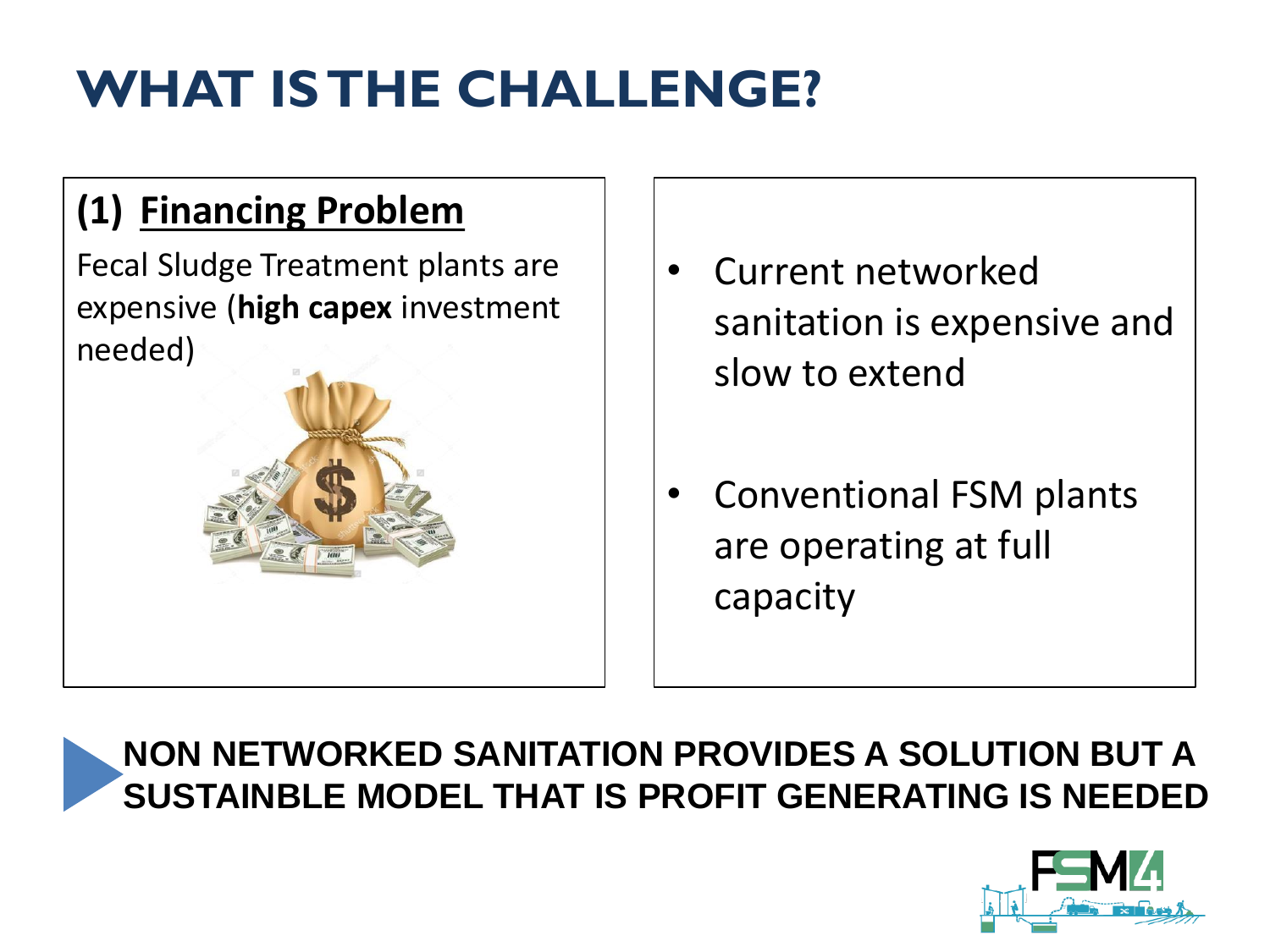# WHAT IS THE CHALLENGE?

## (1) Financing Problem

Fecal Sludge Treatment plants are expensive (**high capex** investment needed)

- Current networked sanitation is expensive and slow to extend
- Conventional FSM plants are operating at full capacity

**NON NETWORKED SANITATION PROVIDES A SOLUTION BUT A SUSTAINBLE MODEL THAT IS PROFIT GENERATING IS NEEDED**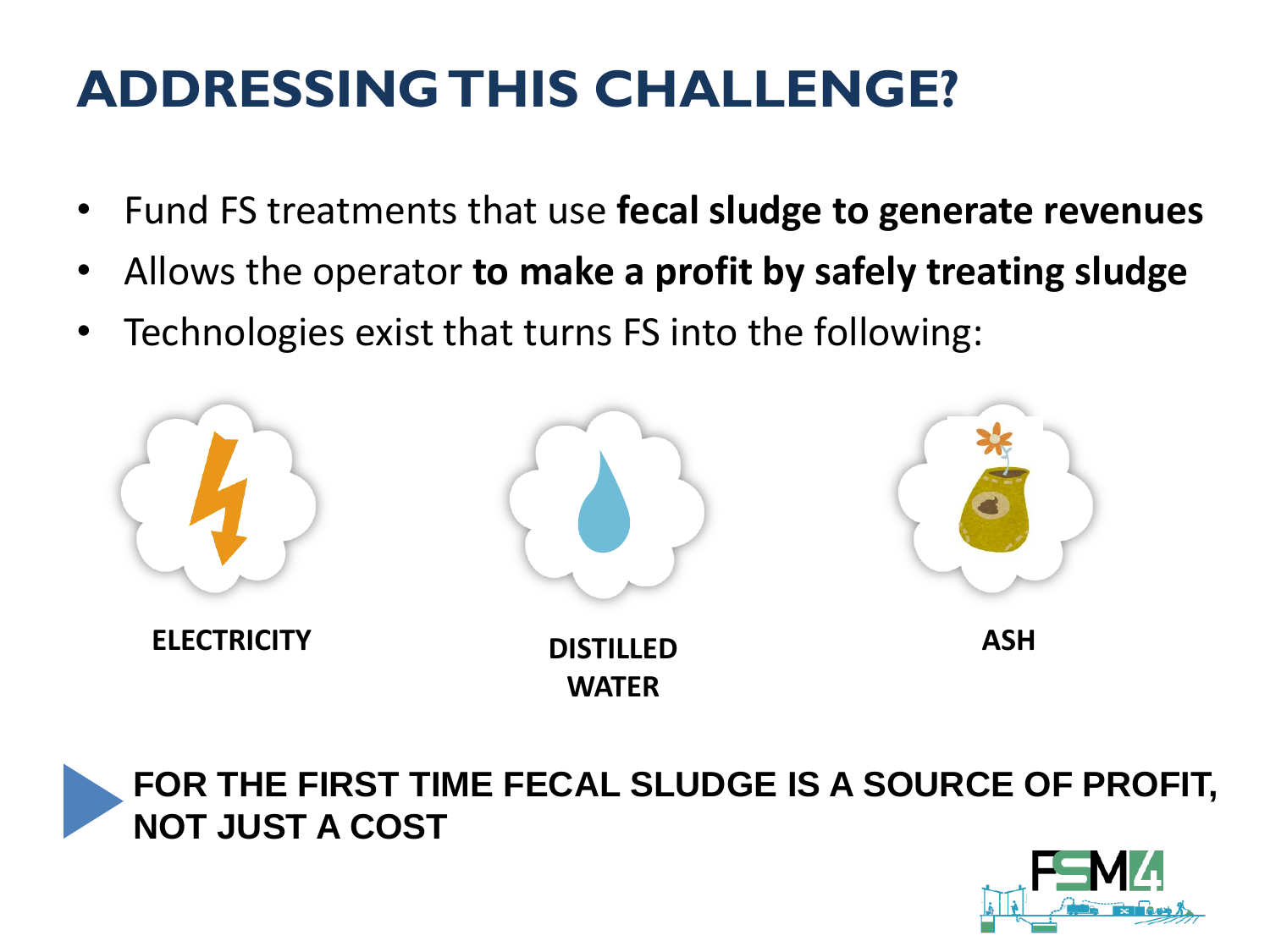# ADDRESSING THIS CHALLENGE?

- Fund FS treatments that use **fecal sludge to generate revenues**
- Allows the operator **to make a profit by safely treating sludge**
- Technologies exist that turns FS into the following:

**ELECTRICITY**

**DISTILLED WATER**

**ASH**

**FOR THE FIRST TIME FECAL SLUDGE IS A SOURCE OF PROFIT, NOT JUST A COST**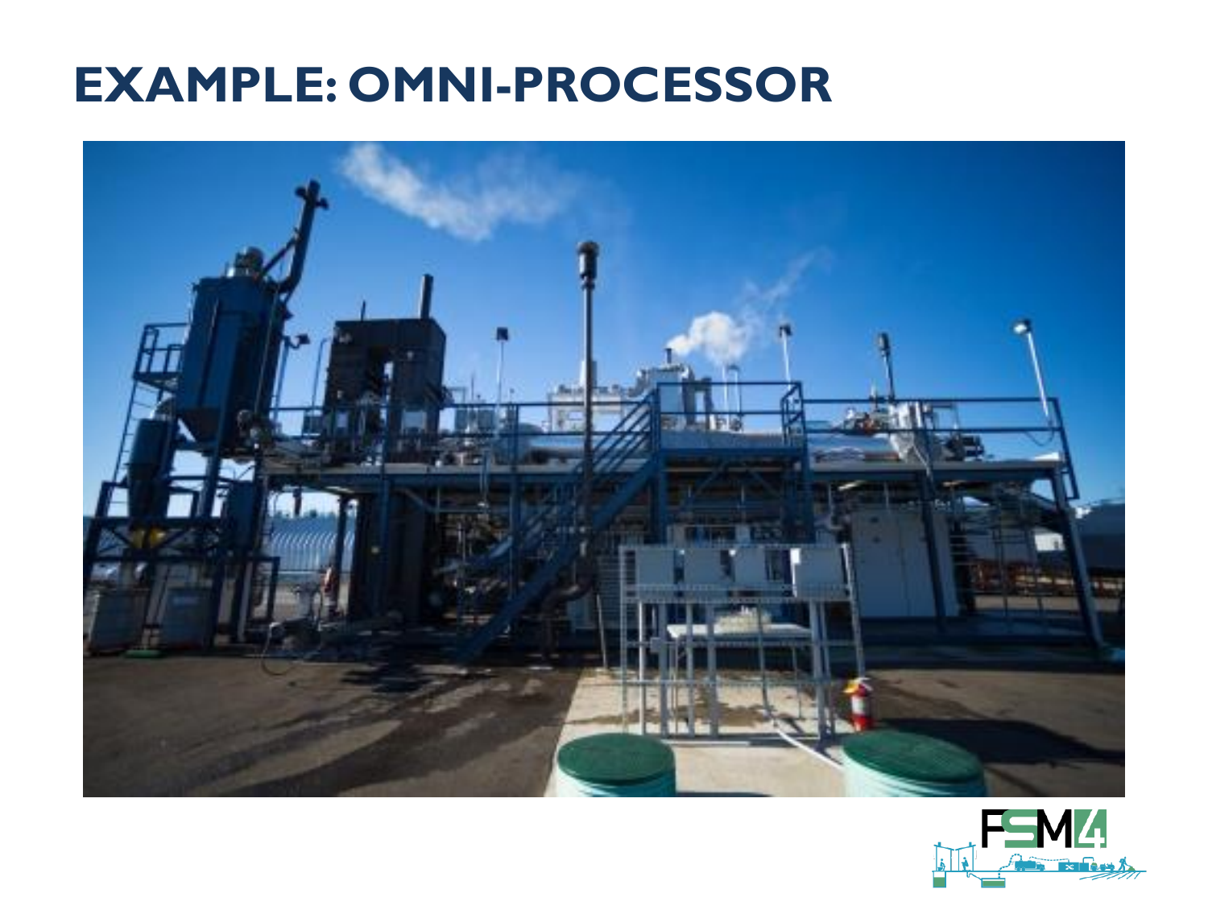# EXAMPLE: OMNI-PROCESSOR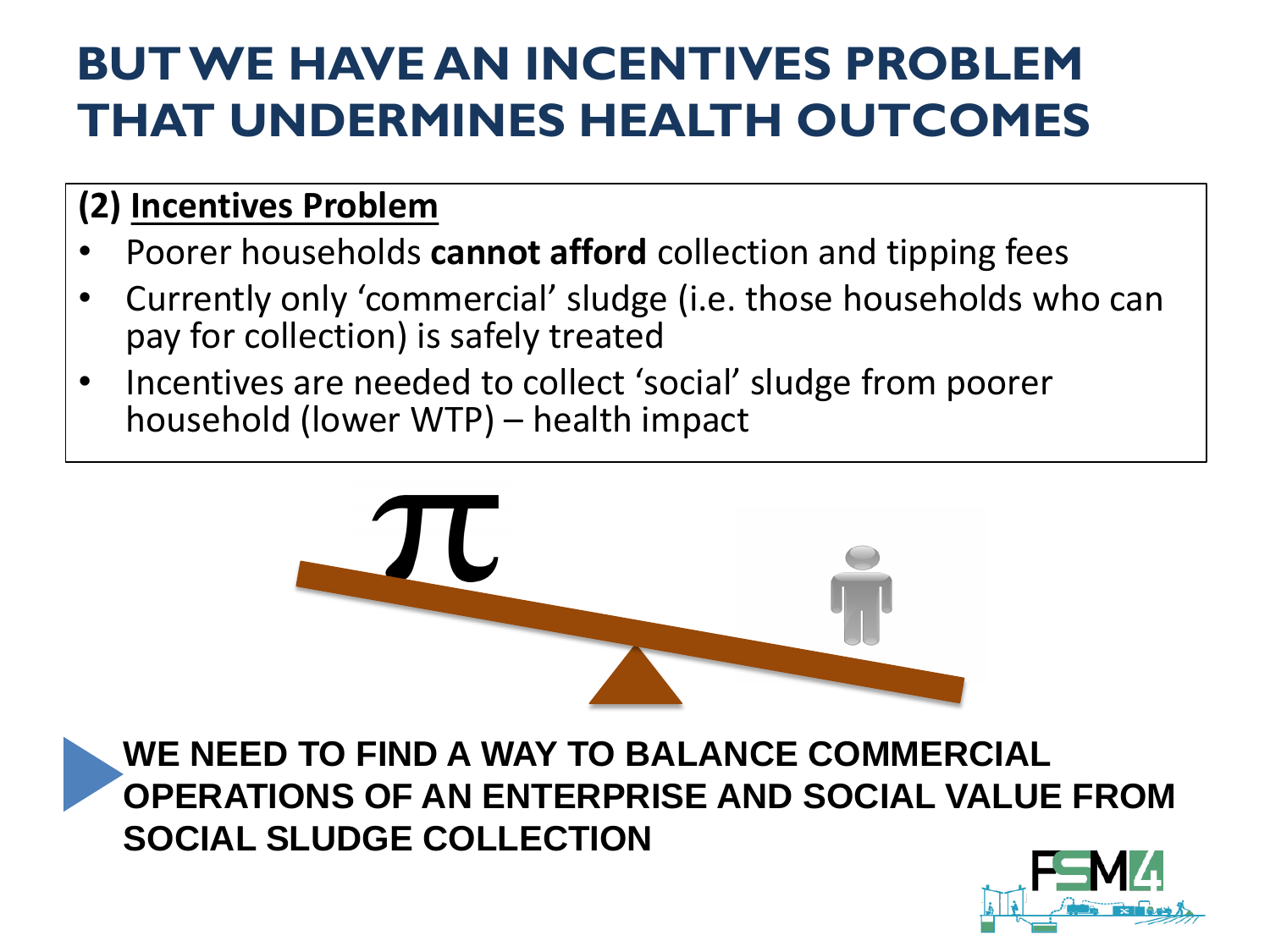# BUT WE HAVE AN INCENTIVES PROBLEM THAT UNDERMINES HEALTH OUTCOMES

**(2) Incentives Problem**

- Poorer households **cannot afford** collection and tipping fees
- Currently only 'commercial' sludge (i.e. those households who can pay for collection) is safely treated
- Incentives are needed to collect 'social' sludge from poorer household (lower WTP) – health impact

**WE NEED TO FIND A WAY TO BALANCE COMMERCIAL OPERATIONS OF AN ENTERPRISE AND SOCIAL VALUE FROM SOCIAL SLUDGE COLLECTION**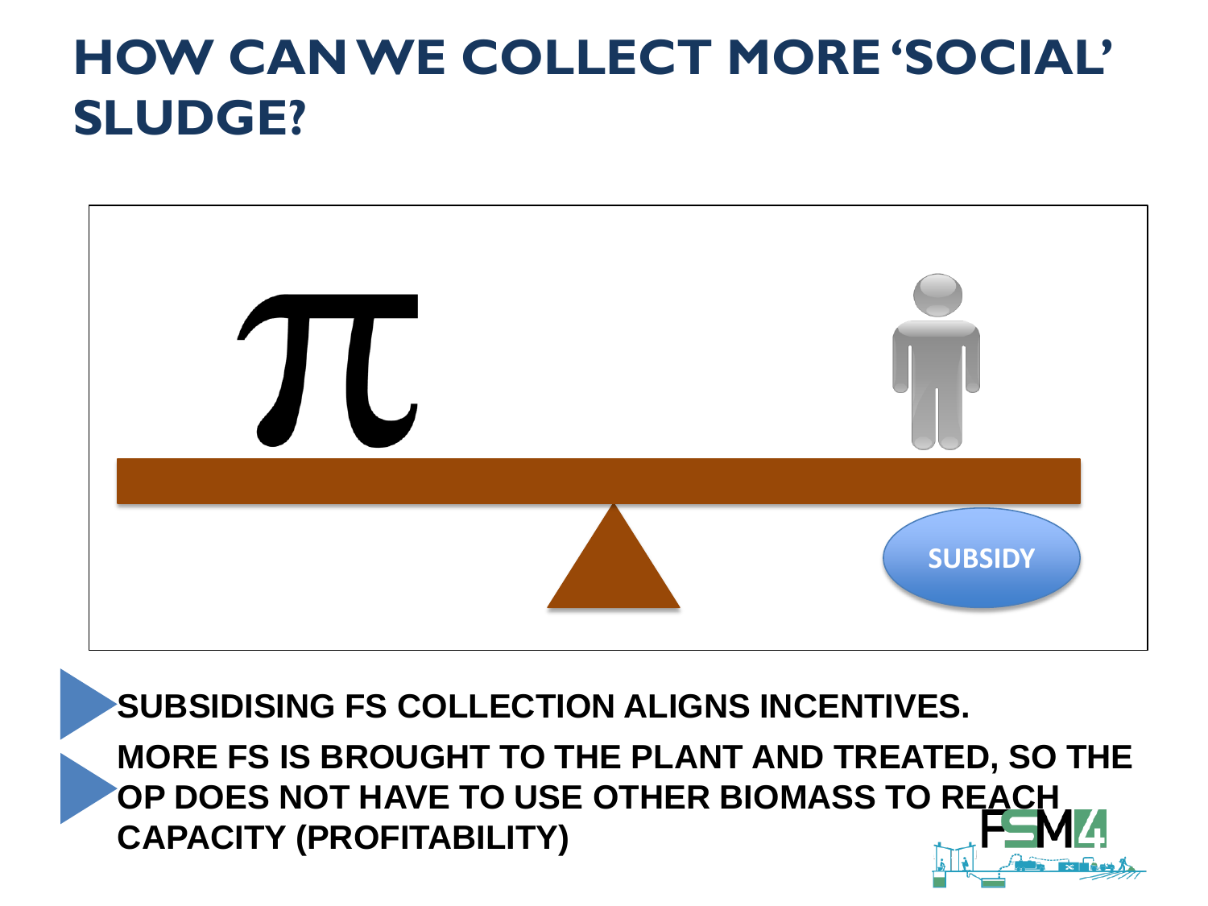# HOW CAN WE COLLECT MORE 'SOCIAL' SLUDGE?

SUBSIDY

- **SUBSIDISING FS COLLECTION ALIGNS INCENTIVES.**
- **MORE FS IS BROUGHT TO THE PLANT AND TREATED, SO THE OP DOES NOT HAVE TO USE OTHER BIOMASS TO REACH CAPACITY (PROFITABILITY)**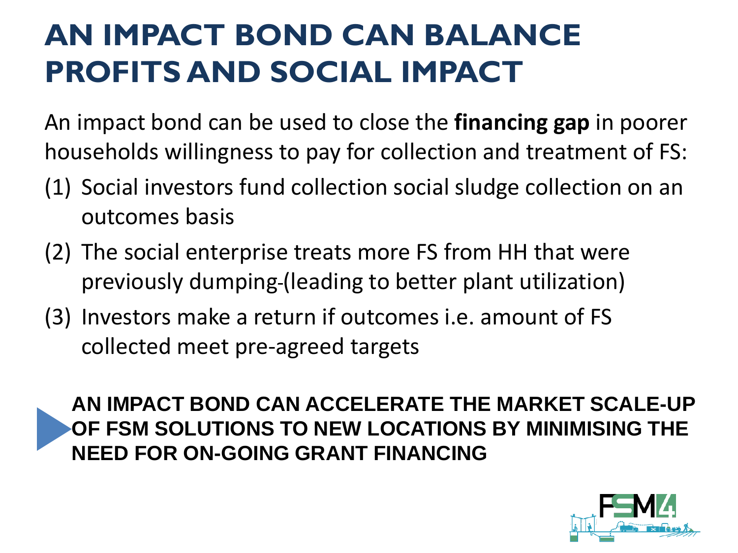# AN IMPACT BOND CAN BALANCE PROFITS AND SOCIAL IMPACT

An impact bond can be used to close the **financing gap** in poorer households willingness to pay for collection and treatment of FS:

(1) Social investors fund collection social sludge collection on an outcomes basis

(2) The social enterprise treats more FS from HH that were previously dumping (leading to better plant utilization)

(3) Investors make a return if outcomes i.e. amount of FS collected meet pre-agreed targets

**AN IMPACT BOND CAN ACCELERATE THE MARKET SCALE-UP OF FSM SOLUTIONS TO NEW LOCATIONS BY MINIMISING THE NEED FOR ON-GOING GRANT FINANCING**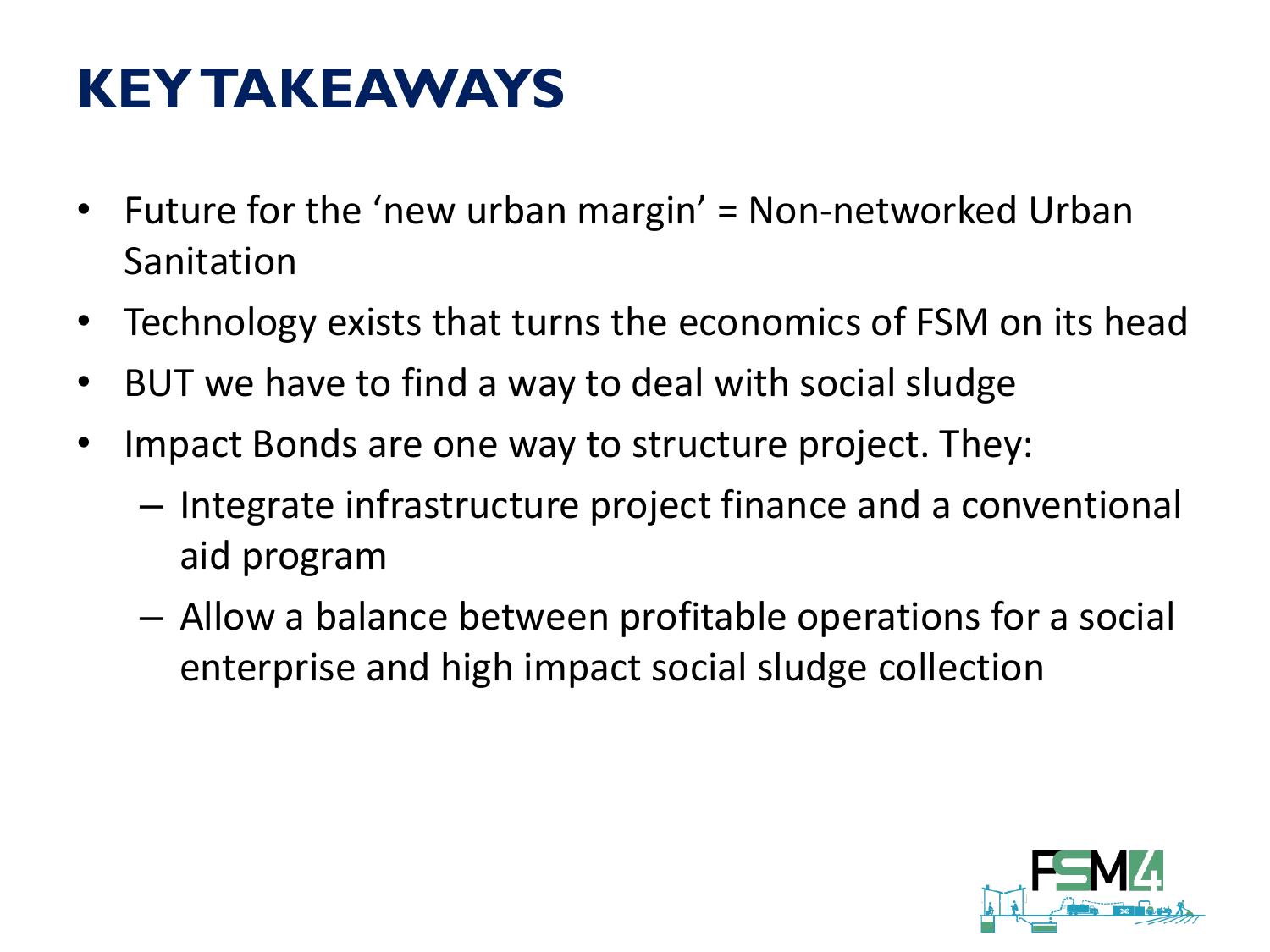# KEY TAKEAWAYS

- Future for the 'new urban margin' = Non-networked Urban Sanitation
- Technology exists that turns the economics of FSM on its head
- BUT we have to find a way to deal with social sludge
- Impact Bonds are one way to structure project. They:
  - Integrate infrastructure project finance and a conventional aid program
  - Allow a balance between profitable operations for a social enterprise and high impact social sludge collection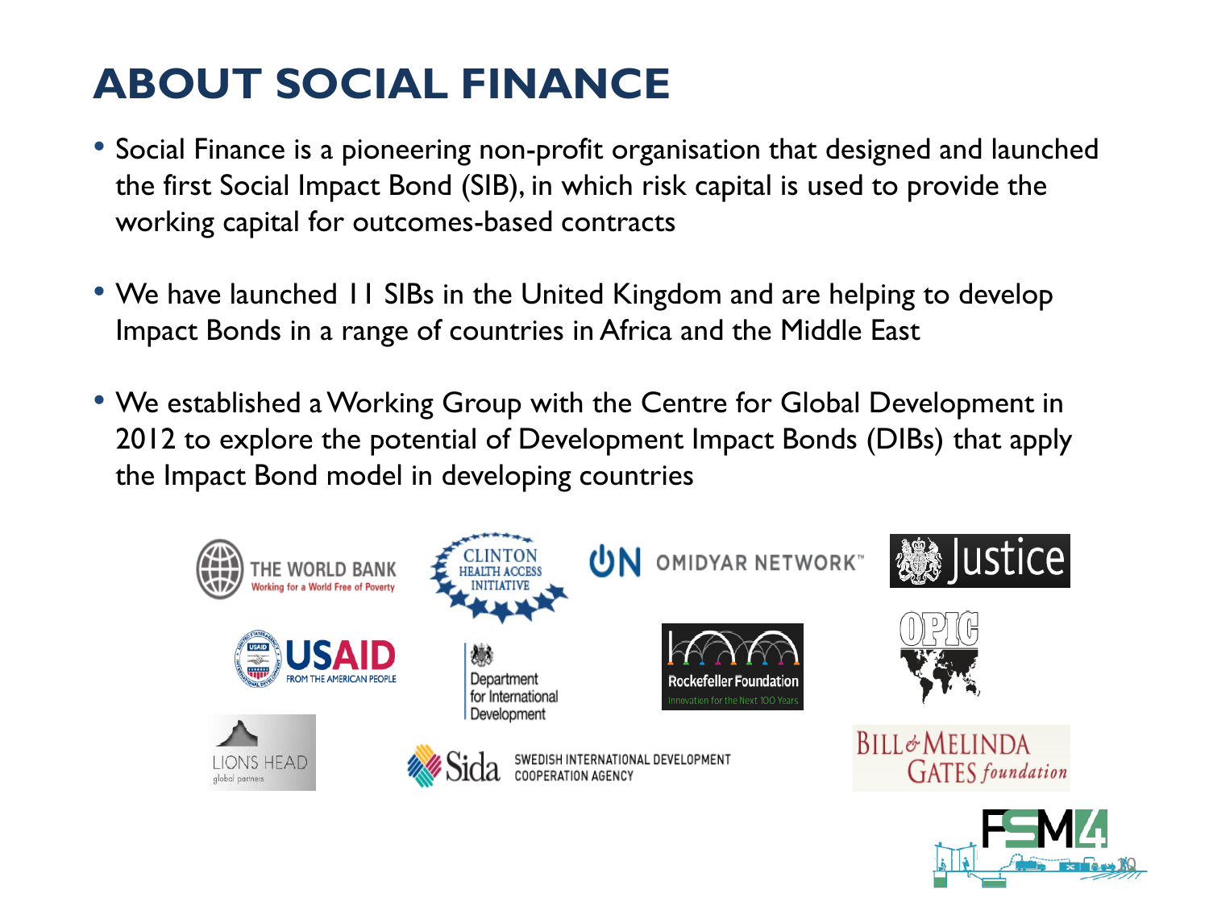# ABOUT SOCIAL FINANCE

- Social Finance is a pioneering non-profit organisation that designed and launched the first Social Impact Bond (SIB), in which risk capital is used to provide the working capital for outcomes-based contracts
- We have launched 11 SIBs in the United Kingdom and are helping to develop Impact Bonds in a range of countries in Africa and the Middle East
- We established a Working Group with the Centre for Global Development in 2012 to explore the potential of Development Impact Bonds (DIBs) that apply the Impact Bond model in developing countries